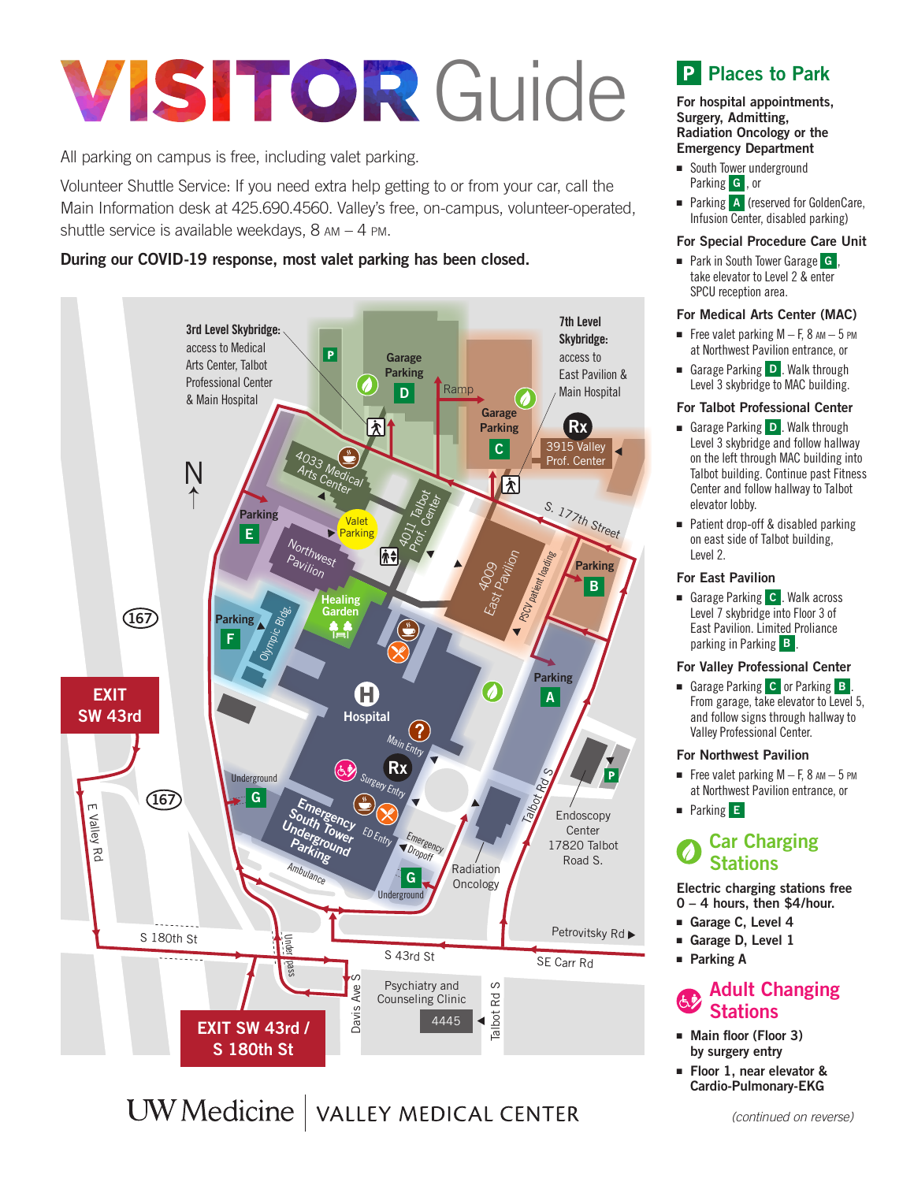# VISITOR Guide

All parking on campus is free, including valet parking.

Volunteer Shuttle Service: If you need extra help getting to or from your car, call the Main Information desk at 425.690.4560. Valley's free, on-campus, volunteer-operated, shuttle service is available weekdays, 8 AM – 4 PM.

**During our COVID-19 response, most valet parking has been closed.**

3rd Level Skybridge: access to Medical Arts Center, Talbot Professional Center & Main Hospital

7th Level Skybridge: access to East Pavilion & Main Hospital

Garage Parking D · Ramp · Garage Parking C · 3915 Valley Prof. Center · S. 177th Street · 4033 Medical Arts Center · Parking E · Valet Parking · 4011 Talbot Prof. Center · Northwest Pavilion · 4009 East Pavilion · PSCU patient loading · Parking B · Parking F · Olympic Bldg. · Healing Garden · Hospital · Main Entry · Surgery Entry · Parking A · Underground G · Emergency South Tower Underground Parking · ED Entry · Emergency Dropoff · Ambulance · Underground G · Radiation Oncology · Endoscopy Center 17820 Talbot Road S. · Talbot Rd S · 167 · EXIT SW 43rd · E Valley Rd · S 180th St · Underpass · S 43rd St · Petrovitsky Rd · SE Carr Rd · Davis Ave S · Psychiatry and Counseling Clinic 4445 · Talbot Rd S · EXIT SW 43rd / S 180th St

## Places to Park

**For hospital appointments, Surgery, Admitting, Radiation Oncology or the Emergency Department**

- South Tower underground Parking G, or
- Parking A (reserved for GoldenCare, Infusion Center, disabled parking)

**For Special Procedure Care Unit**

- Park in South Tower Garage G, take elevator to Level 2 & enter SPCU reception area.

**For Medical Arts Center (MAC)**

- Free valet parking M – F, 8 AM – 5 PM at Northwest Pavilion entrance, or
- Garage Parking D. Walk through Level 3 skybridge to MAC building.

**For Talbot Professional Center**

- Garage Parking D. Walk through Level 3 skybridge and follow hallway on the left through MAC building into Talbot building. Continue past Fitness Center and follow hallway to Talbot elevator lobby.
- Patient drop-off & disabled parking on east side of Talbot building, Level 2.

**For East Pavilion**

- Garage Parking C. Walk across Level 7 skybridge into Floor 3 of East Pavilion. Limited Proliance parking in Parking B.

**For Valley Professional Center**

- Garage Parking C or Parking B. From garage, take elevator to Level 5, and follow signs through hallway to Valley Professional Center.

**For Northwest Pavilion**

- Free valet parking M – F, 8 AM – 5 PM at Northwest Pavilion entrance, or
- Parking E

## Car Charging Stations

**Electric charging stations free 0 – 4 hours, then $4/hour.**

- **Garage C, Level 4**
- **Garage D, Level 1**
- **Parking A**

## Adult Changing Stations

- **Main floor (Floor 3) by surgery entry**
- **Floor 1, near elevator & Cardio-Pulmonary-EKG**

UW Medicine | VALLEY MEDICAL CENTER

*(continued on reverse)*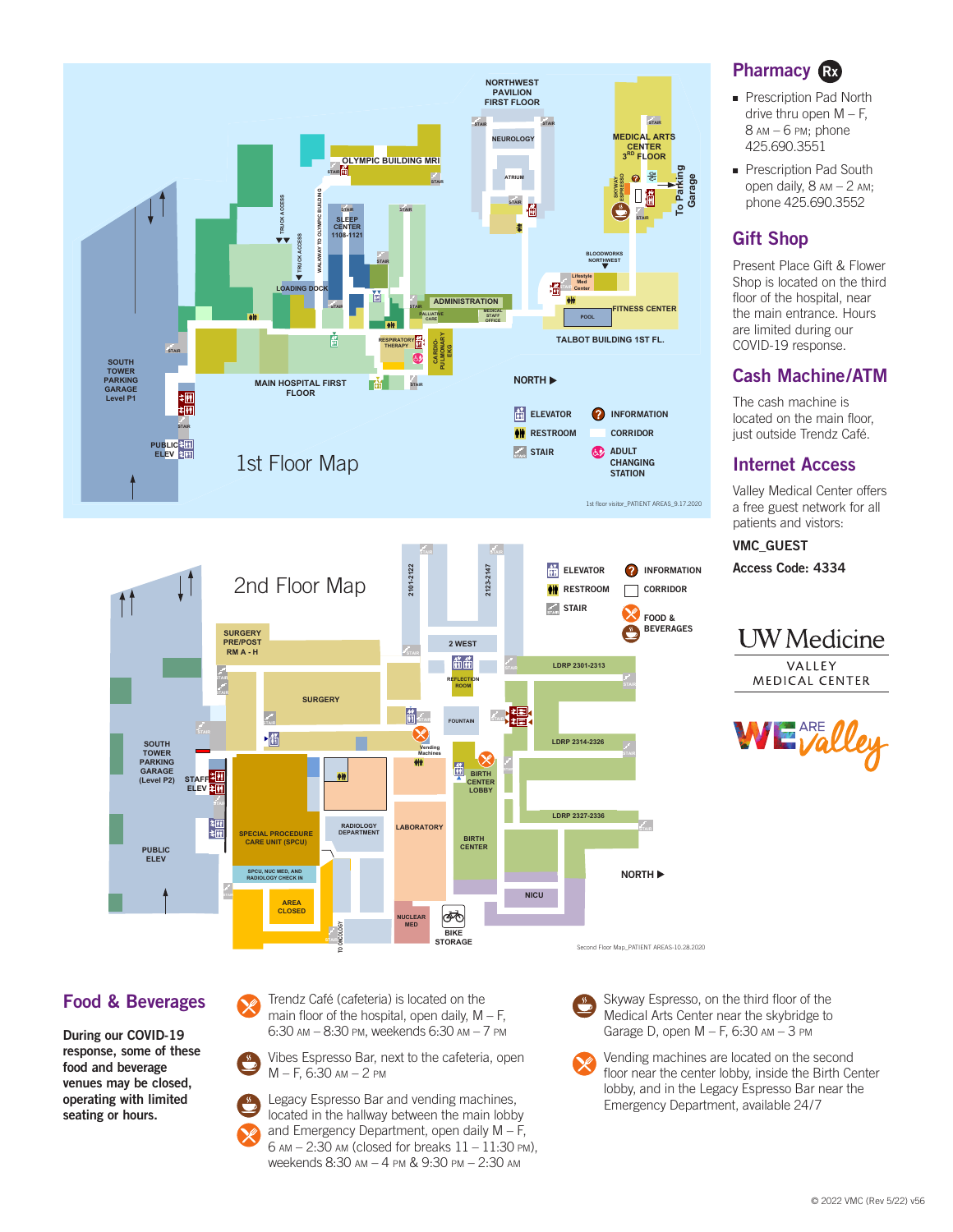1st Floor Map

NORTHWEST PAVILION FIRST FLOOR

NEUROLOGY

ATRIUM

MEDICAL ARTS CENTER 3RD FLOOR

SKYWAY ESPRESSO

To Parking Garage

OLYMPIC BUILDING MRI

TRUCK ACCESS

WALKWAY TO OLYMPIC BUILDING

SLEEP CENTER 1108-1121

LOADING DOCK

ADMINISTRATION

PALLIATIVE CARE

MEDICAL STAFF OFFICE

BLOODWORKS NORTHWEST

Lifestyle Med Center

FITNESS CENTER

POOL

TALBOT BUILDING 1ST FL.

RESPIRATORY THERAPY

CARDIO-PULMONARY EKG

SOUTH TOWER PARKING GARAGE Level P1

MAIN HOSPITAL FIRST FLOOR

PUBLIC ELEV

NORTH ▶

ELEVATOR

INFORMATION

RESTROOM

CORRIDOR

STAIR

ADULT CHANGING STATION

1st floor visitor_PATIENT AREAS_9.17.2020

2nd Floor Map

2101-2122

2123-2147

2 WEST

REFLECTION ROOM

FOUNTAIN

SURGERY PRE/POST RM A - H

SURGERY

LDRP 2301-2313

LDRP 2314-2326

LDRP 2327-2336

SOUTH TOWER PARKING GARAGE (Level P2)

STAFF ELEV

PUBLIC ELEV

Vending Machines

BIRTH CENTER LOBBY

SPECIAL PROCEDURE CARE UNIT (SPCU)

SPCU, NUC MED, AND RADIOLOGY CHECK IN

RADIOLOGY DEPARTMENT

LABORATORY

BIRTH CENTER

AREA CLOSED

TO ONCOLOGY

NUCLEAR MED

BIKE STORAGE

NICU

NORTH ▶

ELEVATOR

INFORMATION

RESTROOM

CORRIDOR

STAIR

FOOD & BEVERAGES

Second Floor Map_PATIENT AREAS-10.28.2020

## Pharmacy

- Prescription Pad North drive thru open M – F, 8 AM – 6 PM; phone 425.690.3551
- Prescription Pad South open daily, 8 AM – 2 AM; phone 425.690.3552

## Gift Shop

Present Place Gift & Flower Shop is located on the third floor of the hospital, near the main entrance. Hours are limited during our COVID-19 response.

## Cash Machine/ATM

The cash machine is located on the main floor, just outside Trendz Café.

## Internet Access

Valley Medical Center offers a free guest network for all patients and vistors:

**VMC_GUEST**

**Access Code: 4334**

UW Medicine

VALLEY MEDICAL CENTER

WE ARE valley

## Food & Beverages

**During our COVID-19 response, some of these food and beverage venues may be closed, operating with limited seating or hours.**

Trendz Café (cafeteria) is located on the main floor of the hospital, open daily, M – F, 6:30 AM – 8:30 PM, weekends 6:30 AM – 7 PM

Vibes Espresso Bar, next to the cafeteria, open M – F, 6:30 AM – 2 PM

Legacy Espresso Bar and vending machines, located in the hallway between the main lobby and Emergency Department, open daily M – F, 6 AM – 2:30 AM (closed for breaks 11 – 11:30 PM), weekends 8:30 AM – 4 PM & 9:30 PM – 2:30 AM

Skyway Espresso, on the third floor of the Medical Arts Center near the skybridge to Garage D, open M – F, 6:30 AM – 3 PM

Vending machines are located on the second floor near the center lobby, inside the Birth Center lobby, and in the Legacy Espresso Bar near the Emergency Department, available 24/7

© 2022 VMC (Rev 5/22) v56